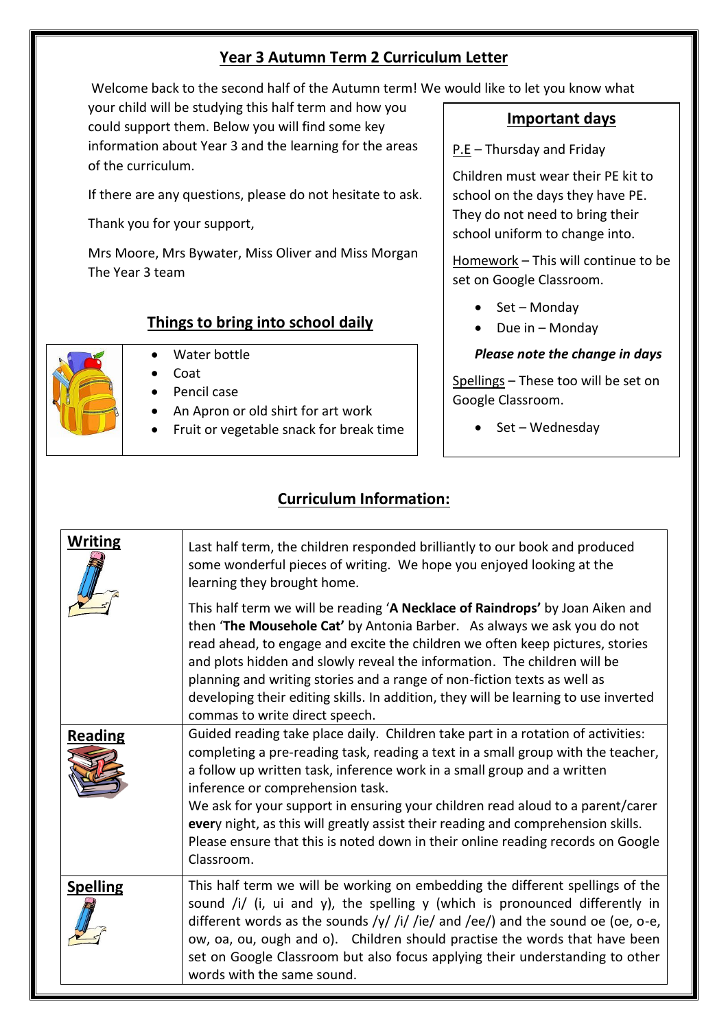# Year 3 Autumn Term 2 Curriculum Letter

Welcome back to the second half of the Autumn term! We would like to let you know what your child will be studying this half term and how you could support them. Below you will find some key information about Year 3 and the learning for the areas of the curriculum.

If there are any questions, please do not hesitate to ask.

Thank you for your support,

Mrs Moore, Mrs Bywater, Miss Oliver and Miss Morgan
The Year 3 team

## Important days

P.E – Thursday and Friday

Children must wear their PE kit to school on the days they have PE. They do not need to bring their school uniform to change into.

Homework – This will continue to be set on Google Classroom.

- Set – Monday
- Due in – Monday

***Please note the change in days***

Spellings – These too will be set on Google Classroom.

- Set – Wednesday

## Things to bring into school daily

- Water bottle
- Coat
- Pencil case
- An Apron or old shirt for art work
- Fruit or vegetable snack for break time

## Curriculum Information:

| | |
|---|---|
| **Writing** | Last half term, the children responded brilliantly to our book and produced some wonderful pieces of writing. We hope you enjoyed looking at the learning they brought home.<br><br>This half term we will be reading '**A Necklace of Raindrops'** by Joan Aiken and then '**The Mousehole Cat'** by Antonia Barber. As always we ask you do not read ahead, to engage and excite the children we often keep pictures, stories and plots hidden and slowly reveal the information. The children will be planning and writing stories and a range of non-fiction texts as well as developing their editing skills. In addition, they will be learning to use inverted commas to write direct speech. |
| **Reading** | Guided reading take place daily. Children take part in a rotation of activities: completing a pre-reading task, reading a text in a small group with the teacher, a follow up written task, inference work in a small group and a written inference or comprehension task.<br>We ask for your support in ensuring your children read aloud to a parent/carer **every** night, as this will greatly assist their reading and comprehension skills. Please ensure that this is noted down in their online reading records on Google Classroom. |
| **Spelling** | This half term we will be working on embedding the different spellings of the sound /i/ (i, ui and y), the spelling y (which is pronounced differently in different words as the sounds /y/ /i/ /ie/ and /ee/) and the sound oe (oe, o-e, ow, oa, ou, ough and o). Children should practise the words that have been set on Google Classroom but also focus applying their understanding to other words with the same sound. |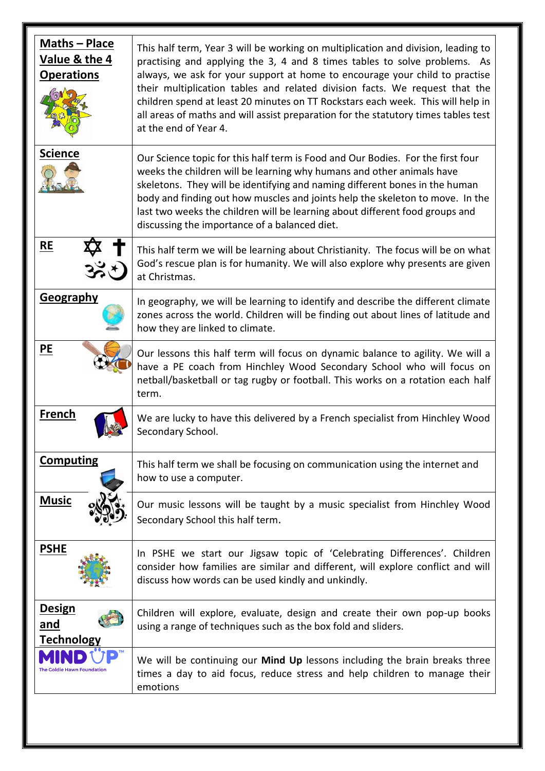| | |
|---|---|
| **Maths – Place Value & the 4 Operations** | This half term, Year 3 will be working on multiplication and division, leading to practising and applying the 3, 4 and 8 times tables to solve problems. As always, we ask for your support at home to encourage your child to practise their multiplication tables and related division facts. We request that the children spend at least 20 minutes on TT Rockstars each week. This will help in all areas of maths and will assist preparation for the statutory times tables test at the end of Year 4. |
| **Science** | Our Science topic for this half term is Food and Our Bodies. For the first four weeks the children will be learning why humans and other animals have skeletons. They will be identifying and naming different bones in the human body and finding out how muscles and joints help the skeleton to move. In the last two weeks the children will be learning about different food groups and discussing the importance of a balanced diet. |
| **RE** | This half term we will be learning about Christianity. The focus will be on what God's rescue plan is for humanity. We will also explore why presents are given at Christmas. |
| **Geography** | In geography, we will be learning to identify and describe the different climate zones across the world. Children will be finding out about lines of latitude and how they are linked to climate. |
| **PE** | Our lessons this half term will focus on dynamic balance to agility. We will a have a PE coach from Hinchley Wood Secondary School who will focus on netball/basketball or tag rugby or football. This works on a rotation each half term. |
| **French** | We are lucky to have this delivered by a French specialist from Hinchley Wood Secondary School. |
| **Computing** | This half term we shall be focusing on communication using the internet and how to use a computer. |
| **Music** | Our music lessons will be taught by a music specialist from Hinchley Wood Secondary School this half term. |
| **PSHE** | In PSHE we start our Jigsaw topic of 'Celebrating Differences'. Children consider how families are similar and different, will explore conflict and will discuss how words can be used kindly and unkindly. |
| **Design and Technology** | Children will explore, evaluate, design and create their own pop-up books using a range of techniques such as the box fold and sliders. |
| MIND UP™ The Goldie Hawn Foundation | We will be continuing our **Mind Up** lessons including the brain breaks three times a day to aid focus, reduce stress and help children to manage their emotions |